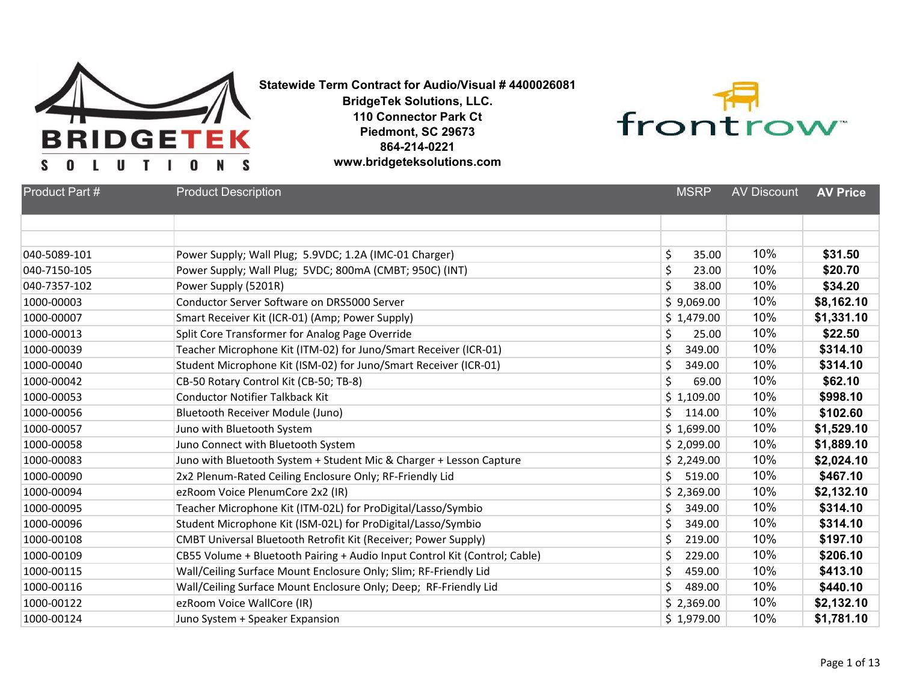**Statewide Term Contract for Audio/Visual # 4400026081**
**BridgeTek Solutions, LLC.**
**110 Connector Park Ct**
**Piedmont, SC 29673**
**864-214-0221**
**www.bridgeteksolutions.com**

| Product Part # | Product Description | MSRP | AV Discount | AV Price |
|---|---|---|---|---|
| | | | | |
| | | | | |
| 040-5089-101 | Power Supply; Wall Plug; 5.9VDC; 1.2A (IMC-01 Charger) | $ 35.00 | 10% | **$31.50** |
| 040-7150-105 | Power Supply; Wall Plug; 5VDC; 800mA (CMBT; 950C) (INT) | $ 23.00 | 10% | **$20.70** |
| 040-7357-102 | Power Supply (5201R) | $ 38.00 | 10% | **$34.20** |
| 1000-00003 | Conductor Server Software on DRS5000 Server | $ 9,069.00 | 10% | **$8,162.10** |
| 1000-00007 | Smart Receiver Kit (ICR-01) (Amp; Power Supply) | $ 1,479.00 | 10% | **$1,331.10** |
| 1000-00013 | Split Core Transformer for Analog Page Override | $ 25.00 | 10% | **$22.50** |
| 1000-00039 | Teacher Microphone Kit (ITM-02) for Juno/Smart Receiver (ICR-01) | $ 349.00 | 10% | **$314.10** |
| 1000-00040 | Student Microphone Kit (ISM-02) for Juno/Smart Receiver (ICR-01) | $ 349.00 | 10% | **$314.10** |
| 1000-00042 | CB-50 Rotary Control Kit (CB-50; TB-8) | $ 69.00 | 10% | **$62.10** |
| 1000-00053 | Conductor Notifier Talkback Kit | $ 1,109.00 | 10% | **$998.10** |
| 1000-00056 | Bluetooth Receiver Module (Juno) | $ 114.00 | 10% | **$102.60** |
| 1000-00057 | Juno with Bluetooth System | $ 1,699.00 | 10% | **$1,529.10** |
| 1000-00058 | Juno Connect with Bluetooth System | $ 2,099.00 | 10% | **$1,889.10** |
| 1000-00083 | Juno with Bluetooth System + Student Mic & Charger + Lesson Capture | $ 2,249.00 | 10% | **$2,024.10** |
| 1000-00090 | 2x2 Plenum-Rated Ceiling Enclosure Only; RF-Friendly Lid | $ 519.00 | 10% | **$467.10** |
| 1000-00094 | ezRoom Voice PlenumCore 2x2 (IR) | $ 2,369.00 | 10% | **$2,132.10** |
| 1000-00095 | Teacher Microphone Kit (ITM-02L) for ProDigital/Lasso/Symbio | $ 349.00 | 10% | **$314.10** |
| 1000-00096 | Student Microphone Kit (ISM-02L) for ProDigital/Lasso/Symbio | $ 349.00 | 10% | **$314.10** |
| 1000-00108 | CMBT Universal Bluetooth Retrofit Kit (Receiver; Power Supply) | $ 219.00 | 10% | **$197.10** |
| 1000-00109 | CB55 Volume + Bluetooth Pairing + Audio Input Control Kit (Control; Cable) | $ 229.00 | 10% | **$206.10** |
| 1000-00115 | Wall/Ceiling Surface Mount Enclosure Only; Slim; RF-Friendly Lid | $ 459.00 | 10% | **$413.10** |
| 1000-00116 | Wall/Ceiling Surface Mount Enclosure Only; Deep; RF-Friendly Lid | $ 489.00 | 10% | **$440.10** |
| 1000-00122 | ezRoom Voice WallCore (IR) | $ 2,369.00 | 10% | **$2,132.10** |
| 1000-00124 | Juno System + Speaker Expansion | $ 1,979.00 | 10% | **$1,781.10** |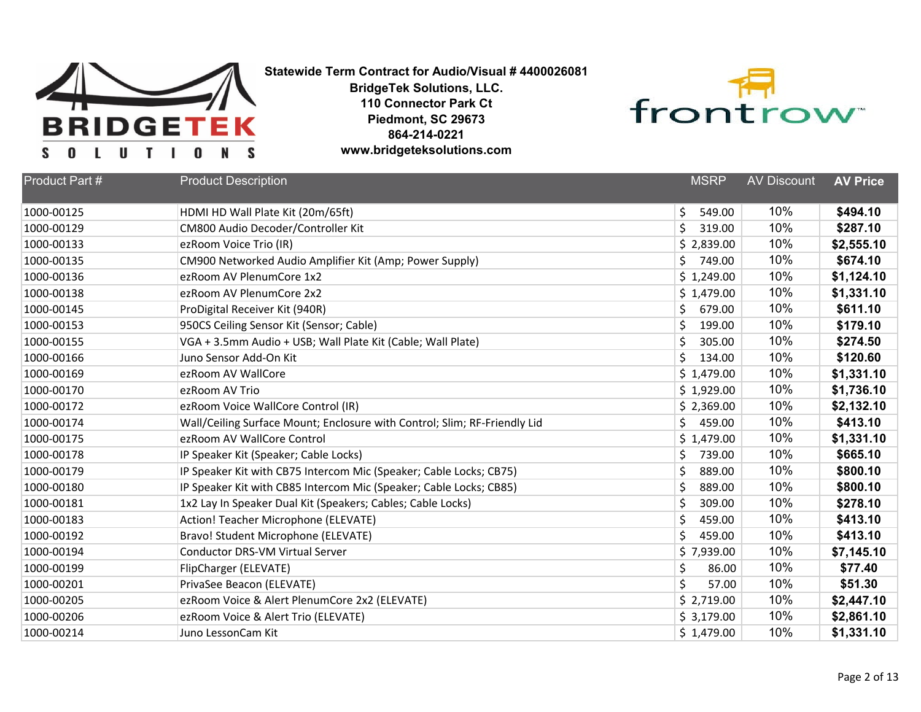**Statewide Term Contract for Audio/Visual # 4400026081**
**BridgeTek Solutions, LLC.**
**110 Connector Park Ct**
**Piedmont, SC 29673**
**864-214-0221**
**www.bridgeteksolutions.com**

| Product Part # | Product Description | MSRP | AV Discount | AV Price |
|---|---|---|---|---|
| 1000-00125 | HDMI HD Wall Plate Kit (20m/65ft) | $ 549.00 | 10% | **$494.10** |
| 1000-00129 | CM800 Audio Decoder/Controller Kit | $ 319.00 | 10% | **$287.10** |
| 1000-00133 | ezRoom Voice Trio (IR) | $ 2,839.00 | 10% | **$2,555.10** |
| 1000-00135 | CM900 Networked Audio Amplifier Kit (Amp; Power Supply) | $ 749.00 | 10% | **$674.10** |
| 1000-00136 | ezRoom AV PlenumCore 1x2 | $ 1,249.00 | 10% | **$1,124.10** |
| 1000-00138 | ezRoom AV PlenumCore 2x2 | $ 1,479.00 | 10% | **$1,331.10** |
| 1000-00145 | ProDigital Receiver Kit (940R) | $ 679.00 | 10% | **$611.10** |
| 1000-00153 | 950CS Ceiling Sensor Kit (Sensor; Cable) | $ 199.00 | 10% | **$179.10** |
| 1000-00155 | VGA + 3.5mm Audio + USB; Wall Plate Kit (Cable; Wall Plate) | $ 305.00 | 10% | **$274.50** |
| 1000-00166 | Juno Sensor Add-On Kit | $ 134.00 | 10% | **$120.60** |
| 1000-00169 | ezRoom AV WallCore | $ 1,479.00 | 10% | **$1,331.10** |
| 1000-00170 | ezRoom AV Trio | $ 1,929.00 | 10% | **$1,736.10** |
| 1000-00172 | ezRoom Voice WallCore Control (IR) | $ 2,369.00 | 10% | **$2,132.10** |
| 1000-00174 | Wall/Ceiling Surface Mount; Enclosure with Control; Slim; RF-Friendly Lid | $ 459.00 | 10% | **$413.10** |
| 1000-00175 | ezRoom AV WallCore Control | $ 1,479.00 | 10% | **$1,331.10** |
| 1000-00178 | IP Speaker Kit (Speaker; Cable Locks) | $ 739.00 | 10% | **$665.10** |
| 1000-00179 | IP Speaker Kit with CB75 Intercom Mic (Speaker; Cable Locks; CB75) | $ 889.00 | 10% | **$800.10** |
| 1000-00180 | IP Speaker Kit with CB85 Intercom Mic (Speaker; Cable Locks; CB85) | $ 889.00 | 10% | **$800.10** |
| 1000-00181 | 1x2 Lay In Speaker Dual Kit (Speakers; Cables; Cable Locks) | $ 309.00 | 10% | **$278.10** |
| 1000-00183 | Action! Teacher Microphone (ELEVATE) | $ 459.00 | 10% | **$413.10** |
| 1000-00192 | Bravo! Student Microphone (ELEVATE) | $ 459.00 | 10% | **$413.10** |
| 1000-00194 | Conductor DRS-VM Virtual Server | $ 7,939.00 | 10% | **$7,145.10** |
| 1000-00199 | FlipCharger (ELEVATE) | $ 86.00 | 10% | **$77.40** |
| 1000-00201 | PrivaSee Beacon (ELEVATE) | $ 57.00 | 10% | **$51.30** |
| 1000-00205 | ezRoom Voice & Alert PlenumCore 2x2 (ELEVATE) | $ 2,719.00 | 10% | **$2,447.10** |
| 1000-00206 | ezRoom Voice & Alert Trio (ELEVATE) | $ 3,179.00 | 10% | **$2,861.10** |
| 1000-00214 | Juno LessonCam Kit | $ 1,479.00 | 10% | **$1,331.10** |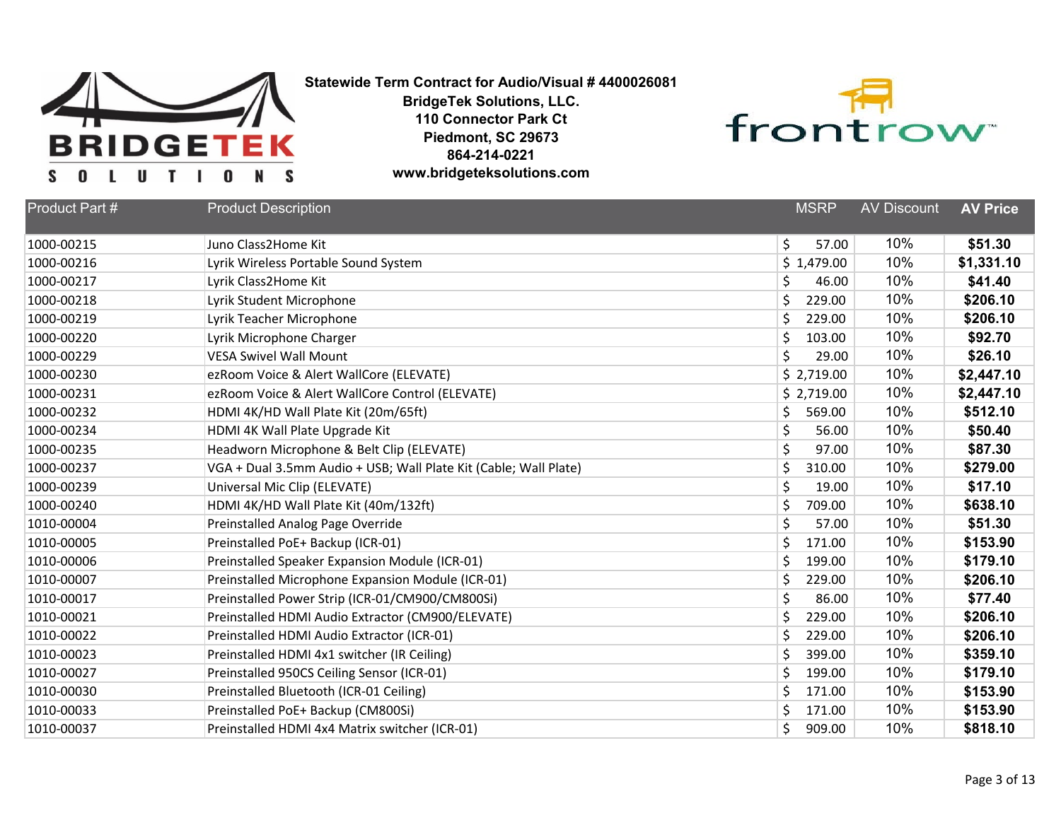**Statewide Term Contract for Audio/Visual # 4400026081**
**BridgeTek Solutions, LLC.**
**110 Connector Park Ct**
**Piedmont, SC 29673**
**864-214-0221**
**www.bridgeteksolutions.com**

| Product Part # | Product Description | MSRP | AV Discount | AV Price |
|---|---|---|---|---|
| 1000-00215 | Juno Class2Home Kit | $ 57.00 | 10% | **$51.30** |
| 1000-00216 | Lyrik Wireless Portable Sound System | $ 1,479.00 | 10% | **$1,331.10** |
| 1000-00217 | Lyrik Class2Home Kit | $ 46.00 | 10% | **$41.40** |
| 1000-00218 | Lyrik Student Microphone | $ 229.00 | 10% | **$206.10** |
| 1000-00219 | Lyrik Teacher Microphone | $ 229.00 | 10% | **$206.10** |
| 1000-00220 | Lyrik Microphone Charger | $ 103.00 | 10% | **$92.70** |
| 1000-00229 | VESA Swivel Wall Mount | $ 29.00 | 10% | **$26.10** |
| 1000-00230 | ezRoom Voice & Alert WallCore (ELEVATE) | $ 2,719.00 | 10% | **$2,447.10** |
| 1000-00231 | ezRoom Voice & Alert WallCore Control (ELEVATE) | $ 2,719.00 | 10% | **$2,447.10** |
| 1000-00232 | HDMI 4K/HD Wall Plate Kit (20m/65ft) | $ 569.00 | 10% | **$512.10** |
| 1000-00234 | HDMI 4K Wall Plate Upgrade Kit | $ 56.00 | 10% | **$50.40** |
| 1000-00235 | Headworn Microphone & Belt Clip (ELEVATE) | $ 97.00 | 10% | **$87.30** |
| 1000-00237 | VGA + Dual 3.5mm Audio + USB; Wall Plate Kit (Cable; Wall Plate) | $ 310.00 | 10% | **$279.00** |
| 1000-00239 | Universal Mic Clip (ELEVATE) | $ 19.00 | 10% | **$17.10** |
| 1000-00240 | HDMI 4K/HD Wall Plate Kit (40m/132ft) | $ 709.00 | 10% | **$638.10** |
| 1010-00004 | Preinstalled Analog Page Override | $ 57.00 | 10% | **$51.30** |
| 1010-00005 | Preinstalled PoE+ Backup (ICR-01) | $ 171.00 | 10% | **$153.90** |
| 1010-00006 | Preinstalled Speaker Expansion Module (ICR-01) | $ 199.00 | 10% | **$179.10** |
| 1010-00007 | Preinstalled Microphone Expansion Module (ICR-01) | $ 229.00 | 10% | **$206.10** |
| 1010-00017 | Preinstalled Power Strip (ICR-01/CM900/CM800Si) | $ 86.00 | 10% | **$77.40** |
| 1010-00021 | Preinstalled HDMI Audio Extractor (CM900/ELEVATE) | $ 229.00 | 10% | **$206.10** |
| 1010-00022 | Preinstalled HDMI Audio Extractor (ICR-01) | $ 229.00 | 10% | **$206.10** |
| 1010-00023 | Preinstalled HDMI 4x1 switcher (IR Ceiling) | $ 399.00 | 10% | **$359.10** |
| 1010-00027 | Preinstalled 950CS Ceiling Sensor (ICR-01) | $ 199.00 | 10% | **$179.10** |
| 1010-00030 | Preinstalled Bluetooth (ICR-01 Ceiling) | $ 171.00 | 10% | **$153.90** |
| 1010-00033 | Preinstalled PoE+ Backup (CM800Si) | $ 171.00 | 10% | **$153.90** |
| 1010-00037 | Preinstalled HDMI 4x4 Matrix switcher (ICR-01) | $ 909.00 | 10% | **$818.10** |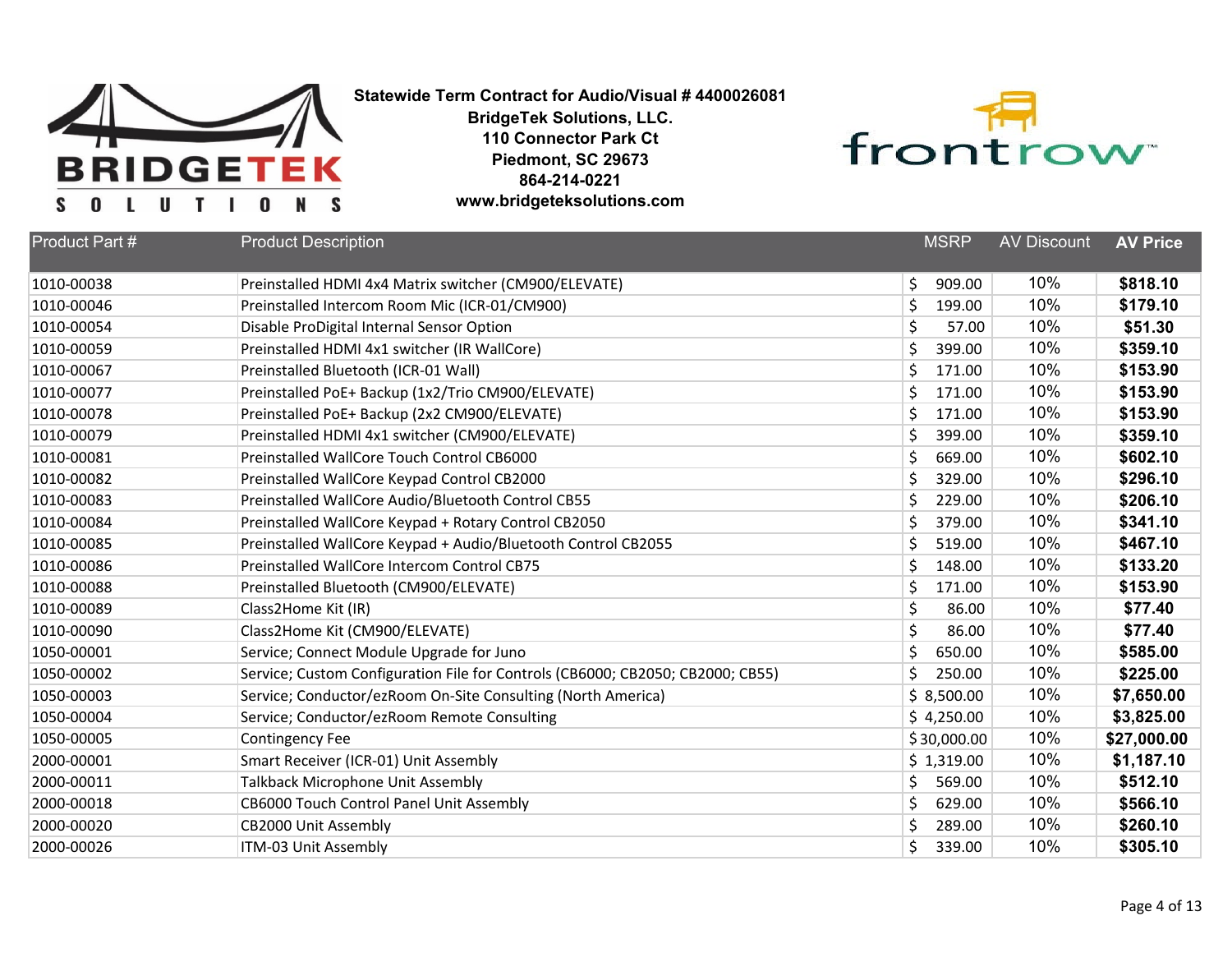**Statewide Term Contract for Audio/Visual # 4400026081**
**BridgeTek Solutions, LLC.**
**110 Connector Park Ct**
**Piedmont, SC 29673**
**864-214-0221**
**www.bridgeteksolutions.com**

| Product Part # | Product Description | MSRP | AV Discount | AV Price |
|---|---|---|---|---|
| 1010-00038 | Preinstalled HDMI 4x4 Matrix switcher (CM900/ELEVATE) | $ 909.00 | 10% | **$818.10** |
| 1010-00046 | Preinstalled Intercom Room Mic (ICR-01/CM900) | $ 199.00 | 10% | **$179.10** |
| 1010-00054 | Disable ProDigital Internal Sensor Option | $ 57.00 | 10% | **$51.30** |
| 1010-00059 | Preinstalled HDMI 4x1 switcher (IR WallCore) | $ 399.00 | 10% | **$359.10** |
| 1010-00067 | Preinstalled Bluetooth (ICR-01 Wall) | $ 171.00 | 10% | **$153.90** |
| 1010-00077 | Preinstalled PoE+ Backup (1x2/Trio CM900/ELEVATE) | $ 171.00 | 10% | **$153.90** |
| 1010-00078 | Preinstalled PoE+ Backup (2x2 CM900/ELEVATE) | $ 171.00 | 10% | **$153.90** |
| 1010-00079 | Preinstalled HDMI 4x1 switcher (CM900/ELEVATE) | $ 399.00 | 10% | **$359.10** |
| 1010-00081 | Preinstalled WallCore Touch Control CB6000 | $ 669.00 | 10% | **$602.10** |
| 1010-00082 | Preinstalled WallCore Keypad Control CB2000 | $ 329.00 | 10% | **$296.10** |
| 1010-00083 | Preinstalled WallCore Audio/Bluetooth Control CB55 | $ 229.00 | 10% | **$206.10** |
| 1010-00084 | Preinstalled WallCore Keypad + Rotary Control CB2050 | $ 379.00 | 10% | **$341.10** |
| 1010-00085 | Preinstalled WallCore Keypad + Audio/Bluetooth Control CB2055 | $ 519.00 | 10% | **$467.10** |
| 1010-00086 | Preinstalled WallCore Intercom Control CB75 | $ 148.00 | 10% | **$133.20** |
| 1010-00088 | Preinstalled Bluetooth (CM900/ELEVATE) | $ 171.00 | 10% | **$153.90** |
| 1010-00089 | Class2Home Kit (IR) | $ 86.00 | 10% | **$77.40** |
| 1010-00090 | Class2Home Kit (CM900/ELEVATE) | $ 86.00 | 10% | **$77.40** |
| 1050-00001 | Service; Connect Module Upgrade for Juno | $ 650.00 | 10% | **$585.00** |
| 1050-00002 | Service; Custom Configuration File for Controls (CB6000; CB2050; CB2000; CB55) | $ 250.00 | 10% | **$225.00** |
| 1050-00003 | Service; Conductor/ezRoom On-Site Consulting (North America) | $ 8,500.00 | 10% | **$7,650.00** |
| 1050-00004 | Service; Conductor/ezRoom Remote Consulting | $ 4,250.00 | 10% | **$3,825.00** |
| 1050-00005 | Contingency Fee | $ 30,000.00 | 10% | **$27,000.00** |
| 2000-00001 | Smart Receiver (ICR-01) Unit Assembly | $ 1,319.00 | 10% | **$1,187.10** |
| 2000-00011 | Talkback Microphone Unit Assembly | $ 569.00 | 10% | **$512.10** |
| 2000-00018 | CB6000 Touch Control Panel Unit Assembly | $ 629.00 | 10% | **$566.10** |
| 2000-00020 | CB2000 Unit Assembly | $ 289.00 | 10% | **$260.10** |
| 2000-00026 | ITM-03 Unit Assembly | $ 339.00 | 10% | **$305.10** |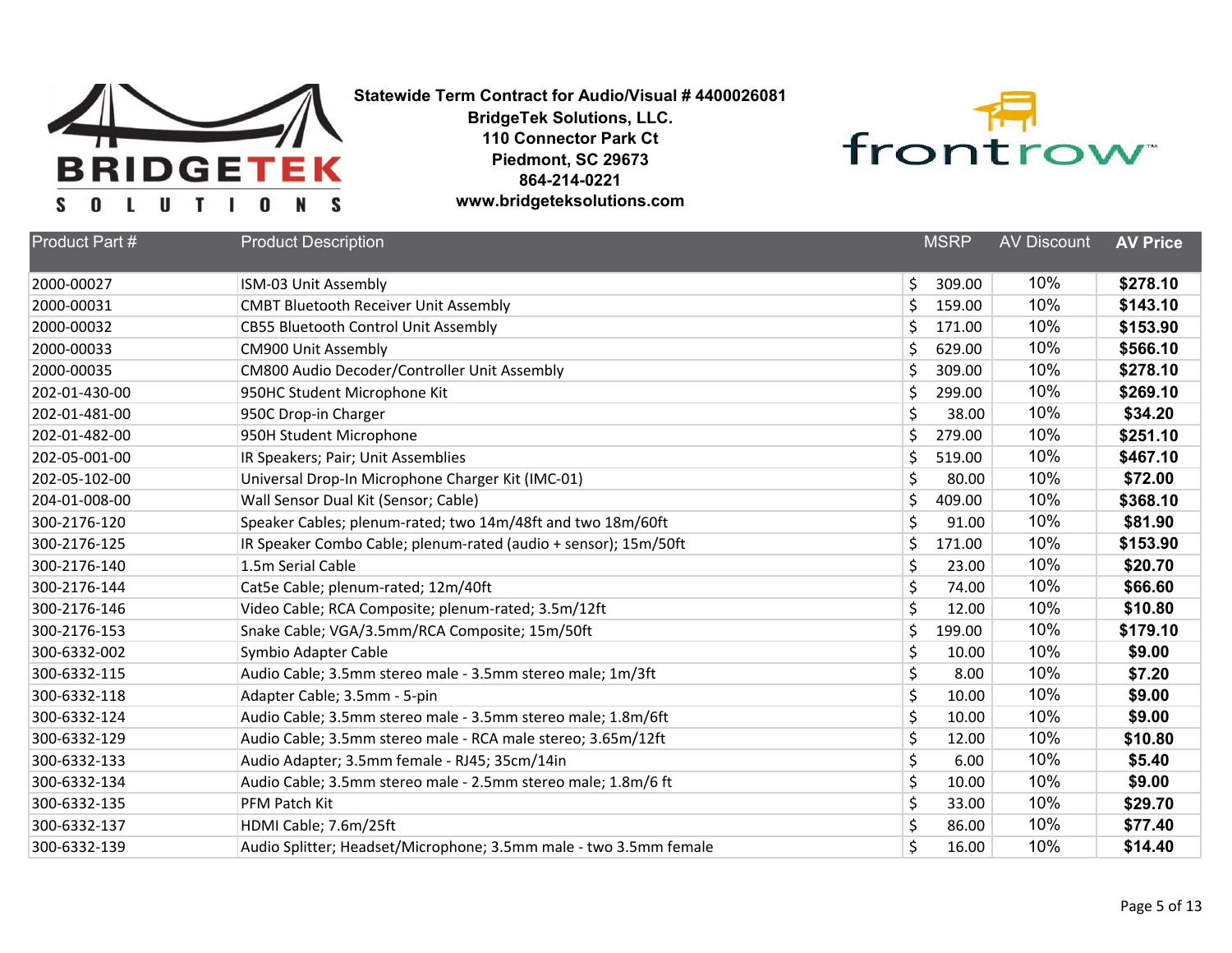**Statewide Term Contract for Audio/Visual # 4400026081**
**BridgeTek Solutions, LLC.**
**110 Connector Park Ct**
**Piedmont, SC 29673**
**864-214-0221**
**www.bridgeteksolutions.com**

| Product Part # | Product Description | MSRP | AV Discount | AV Price |
|---|---|---|---|---|
| 2000-00027 | ISM-03 Unit Assembly | $ 309.00 | 10% | $278.10 |
| 2000-00031 | CMBT Bluetooth Receiver Unit Assembly | $ 159.00 | 10% | $143.10 |
| 2000-00032 | CB55 Bluetooth Control Unit Assembly | $ 171.00 | 10% | $153.90 |
| 2000-00033 | CM900 Unit Assembly | $ 629.00 | 10% | $566.10 |
| 2000-00035 | CM800 Audio Decoder/Controller Unit Assembly | $ 309.00 | 10% | $278.10 |
| 202-01-430-00 | 950HC Student Microphone Kit | $ 299.00 | 10% | $269.10 |
| 202-01-481-00 | 950C Drop-in Charger | $ 38.00 | 10% | $34.20 |
| 202-01-482-00 | 950H Student Microphone | $ 279.00 | 10% | $251.10 |
| 202-05-001-00 | IR Speakers; Pair; Unit Assemblies | $ 519.00 | 10% | $467.10 |
| 202-05-102-00 | Universal Drop-In Microphone Charger Kit (IMC-01) | $ 80.00 | 10% | $72.00 |
| 204-01-008-00 | Wall Sensor Dual Kit (Sensor; Cable) | $ 409.00 | 10% | $368.10 |
| 300-2176-120 | Speaker Cables; plenum-rated; two 14m/48ft and two 18m/60ft | $ 91.00 | 10% | $81.90 |
| 300-2176-125 | IR Speaker Combo Cable; plenum-rated (audio + sensor); 15m/50ft | $ 171.00 | 10% | $153.90 |
| 300-2176-140 | 1.5m Serial Cable | $ 23.00 | 10% | $20.70 |
| 300-2176-144 | Cat5e Cable; plenum-rated; 12m/40ft | $ 74.00 | 10% | $66.60 |
| 300-2176-146 | Video Cable; RCA Composite; plenum-rated; 3.5m/12ft | $ 12.00 | 10% | $10.80 |
| 300-2176-153 | Snake Cable; VGA/3.5mm/RCA Composite; 15m/50ft | $ 199.00 | 10% | $179.10 |
| 300-6332-002 | Symbio Adapter Cable | $ 10.00 | 10% | $9.00 |
| 300-6332-115 | Audio Cable; 3.5mm stereo male - 3.5mm stereo male; 1m/3ft | $ 8.00 | 10% | $7.20 |
| 300-6332-118 | Adapter Cable; 3.5mm - 5-pin | $ 10.00 | 10% | $9.00 |
| 300-6332-124 | Audio Cable; 3.5mm stereo male - 3.5mm stereo male; 1.8m/6ft | $ 10.00 | 10% | $9.00 |
| 300-6332-129 | Audio Cable; 3.5mm stereo male - RCA male stereo; 3.65m/12ft | $ 12.00 | 10% | $10.80 |
| 300-6332-133 | Audio Adapter; 3.5mm female - RJ45; 35cm/14in | $ 6.00 | 10% | $5.40 |
| 300-6332-134 | Audio Cable; 3.5mm stereo male - 2.5mm stereo male; 1.8m/6 ft | $ 10.00 | 10% | $9.00 |
| 300-6332-135 | PFM Patch Kit | $ 33.00 | 10% | $29.70 |
| 300-6332-137 | HDMI Cable; 7.6m/25ft | $ 86.00 | 10% | $77.40 |
| 300-6332-139 | Audio Splitter; Headset/Microphone; 3.5mm male - two 3.5mm female | $ 16.00 | 10% | $14.40 |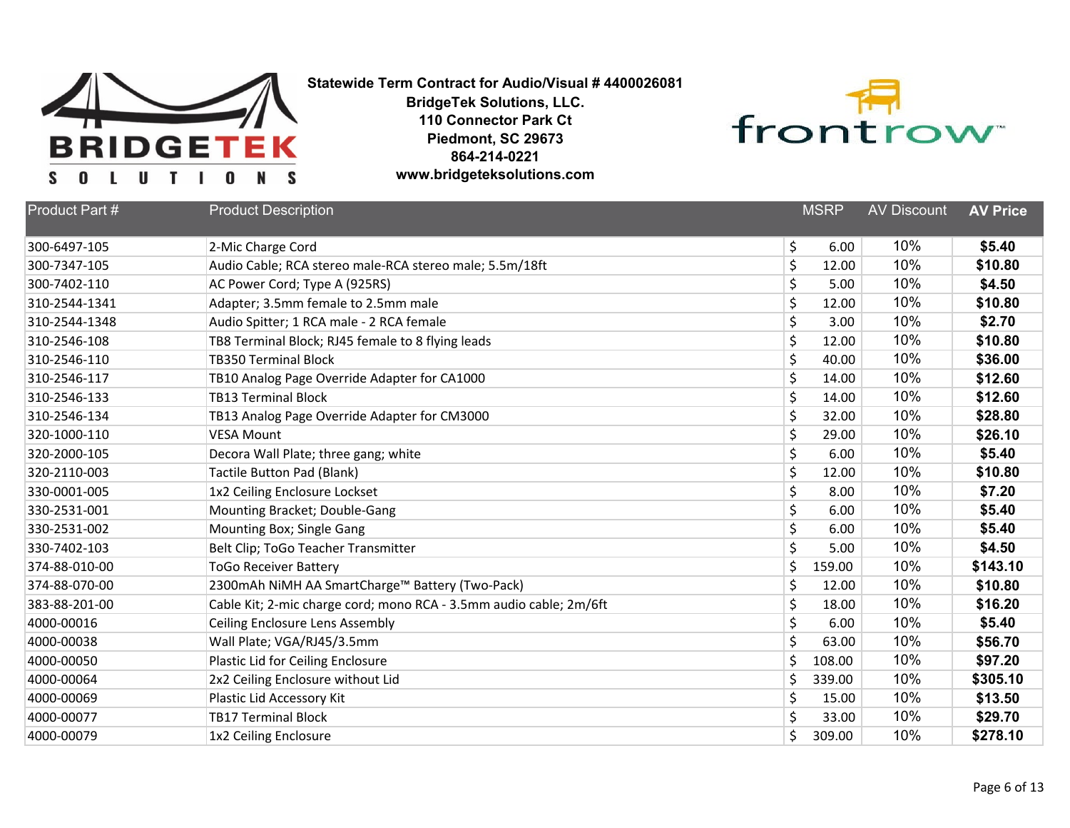**Statewide Term Contract for Audio/Visual # 4400026081**
**BridgeTek Solutions, LLC.**
**110 Connector Park Ct**
**Piedmont, SC 29673**
**864-214-0221**
**www.bridgeteksolutions.com**

| Product Part # | Product Description | MSRP | AV Discount | AV Price |
|---|---|---|---|---|
| 300-6497-105 | 2-Mic Charge Cord | $ 6.00 | 10% | **$5.40** |
| 300-7347-105 | Audio Cable; RCA stereo male-RCA stereo male; 5.5m/18ft | $ 12.00 | 10% | **$10.80** |
| 300-7402-110 | AC Power Cord; Type A (925RS) | $ 5.00 | 10% | **$4.50** |
| 310-2544-1341 | Adapter; 3.5mm female to 2.5mm male | $ 12.00 | 10% | **$10.80** |
| 310-2544-1348 | Audio Spitter; 1 RCA male - 2 RCA female | $ 3.00 | 10% | **$2.70** |
| 310-2546-108 | TB8 Terminal Block; RJ45 female to 8 flying leads | $ 12.00 | 10% | **$10.80** |
| 310-2546-110 | TB350 Terminal Block | $ 40.00 | 10% | **$36.00** |
| 310-2546-117 | TB10 Analog Page Override Adapter for CA1000 | $ 14.00 | 10% | **$12.60** |
| 310-2546-133 | TB13 Terminal Block | $ 14.00 | 10% | **$12.60** |
| 310-2546-134 | TB13 Analog Page Override Adapter for CM3000 | $ 32.00 | 10% | **$28.80** |
| 320-1000-110 | VESA Mount | $ 29.00 | 10% | **$26.10** |
| 320-2000-105 | Decora Wall Plate; three gang; white | $ 6.00 | 10% | **$5.40** |
| 320-2110-003 | Tactile Button Pad (Blank) | $ 12.00 | 10% | **$10.80** |
| 330-0001-005 | 1x2 Ceiling Enclosure Lockset | $ 8.00 | 10% | **$7.20** |
| 330-2531-001 | Mounting Bracket; Double-Gang | $ 6.00 | 10% | **$5.40** |
| 330-2531-002 | Mounting Box; Single Gang | $ 6.00 | 10% | **$5.40** |
| 330-7402-103 | Belt Clip; ToGo Teacher Transmitter | $ 5.00 | 10% | **$4.50** |
| 374-88-010-00 | ToGo Receiver Battery | $ 159.00 | 10% | **$143.10** |
| 374-88-070-00 | 2300mAh NiMH AA SmartCharge™ Battery (Two-Pack) | $ 12.00 | 10% | **$10.80** |
| 383-88-201-00 | Cable Kit; 2-mic charge cord; mono RCA - 3.5mm audio cable; 2m/6ft | $ 18.00 | 10% | **$16.20** |
| 4000-00016 | Ceiling Enclosure Lens Assembly | $ 6.00 | 10% | **$5.40** |
| 4000-00038 | Wall Plate; VGA/RJ45/3.5mm | $ 63.00 | 10% | **$56.70** |
| 4000-00050 | Plastic Lid for Ceiling Enclosure | $ 108.00 | 10% | **$97.20** |
| 4000-00064 | 2x2 Ceiling Enclosure without Lid | $ 339.00 | 10% | **$305.10** |
| 4000-00069 | Plastic Lid Accessory Kit | $ 15.00 | 10% | **$13.50** |
| 4000-00077 | TB17 Terminal Block | $ 33.00 | 10% | **$29.70** |
| 4000-00079 | 1x2 Ceiling Enclosure | $ 309.00 | 10% | **$278.10** |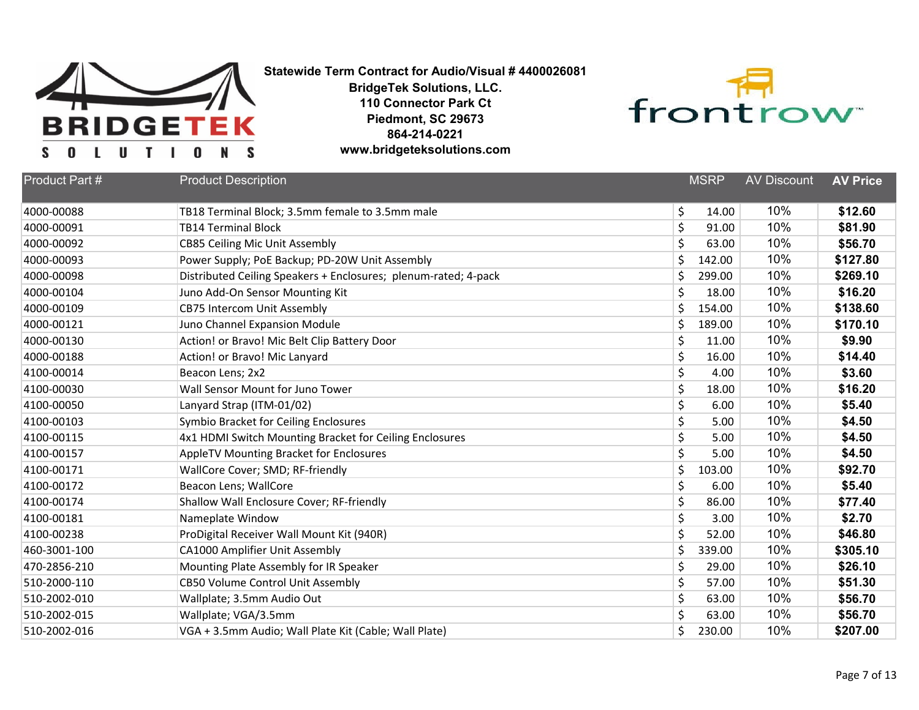**Statewide Term Contract for Audio/Visual # 4400026081**
**BridgeTek Solutions, LLC.**
**110 Connector Park Ct**
**Piedmont, SC 29673**
**864-214-0221**
**www.bridgeteksolutions.com**

| Product Part # | Product Description | MSRP | AV Discount | AV Price |
|---|---|---|---|---|
| 4000-00088 | TB18 Terminal Block; 3.5mm female to 3.5mm male | $ 14.00 | 10% | $12.60 |
| 4000-00091 | TB14 Terminal Block | $ 91.00 | 10% | $81.90 |
| 4000-00092 | CB85 Ceiling Mic Unit Assembly | $ 63.00 | 10% | $56.70 |
| 4000-00093 | Power Supply; PoE Backup; PD-20W Unit Assembly | $ 142.00 | 10% | $127.80 |
| 4000-00098 | Distributed Ceiling Speakers + Enclosures; plenum-rated; 4-pack | $ 299.00 | 10% | $269.10 |
| 4000-00104 | Juno Add-On Sensor Mounting Kit | $ 18.00 | 10% | $16.20 |
| 4000-00109 | CB75 Intercom Unit Assembly | $ 154.00 | 10% | $138.60 |
| 4000-00121 | Juno Channel Expansion Module | $ 189.00 | 10% | $170.10 |
| 4000-00130 | Action! or Bravo! Mic Belt Clip Battery Door | $ 11.00 | 10% | $9.90 |
| 4000-00188 | Action! or Bravo! Mic Lanyard | $ 16.00 | 10% | $14.40 |
| 4100-00014 | Beacon Lens; 2x2 | $ 4.00 | 10% | $3.60 |
| 4100-00030 | Wall Sensor Mount for Juno Tower | $ 18.00 | 10% | $16.20 |
| 4100-00050 | Lanyard Strap (ITM-01/02) | $ 6.00 | 10% | $5.40 |
| 4100-00103 | Symbio Bracket for Ceiling Enclosures | $ 5.00 | 10% | $4.50 |
| 4100-00115 | 4x1 HDMI Switch Mounting Bracket for Ceiling Enclosures | $ 5.00 | 10% | $4.50 |
| 4100-00157 | AppleTV Mounting Bracket for Enclosures | $ 5.00 | 10% | $4.50 |
| 4100-00171 | WallCore Cover; SMD; RF-friendly | $ 103.00 | 10% | $92.70 |
| 4100-00172 | Beacon Lens; WallCore | $ 6.00 | 10% | $5.40 |
| 4100-00174 | Shallow Wall Enclosure Cover; RF-friendly | $ 86.00 | 10% | $77.40 |
| 4100-00181 | Nameplate Window | $ 3.00 | 10% | $2.70 |
| 4100-00238 | ProDigital Receiver Wall Mount Kit (940R) | $ 52.00 | 10% | $46.80 |
| 460-3001-100 | CA1000 Amplifier Unit Assembly | $ 339.00 | 10% | $305.10 |
| 470-2856-210 | Mounting Plate Assembly for IR Speaker | $ 29.00 | 10% | $26.10 |
| 510-2000-110 | CB50 Volume Control Unit Assembly | $ 57.00 | 10% | $51.30 |
| 510-2002-010 | Wallplate; 3.5mm Audio Out | $ 63.00 | 10% | $56.70 |
| 510-2002-015 | Wallplate; VGA/3.5mm | $ 63.00 | 10% | $56.70 |
| 510-2002-016 | VGA + 3.5mm Audio; Wall Plate Kit (Cable; Wall Plate) | $ 230.00 | 10% | $207.00 |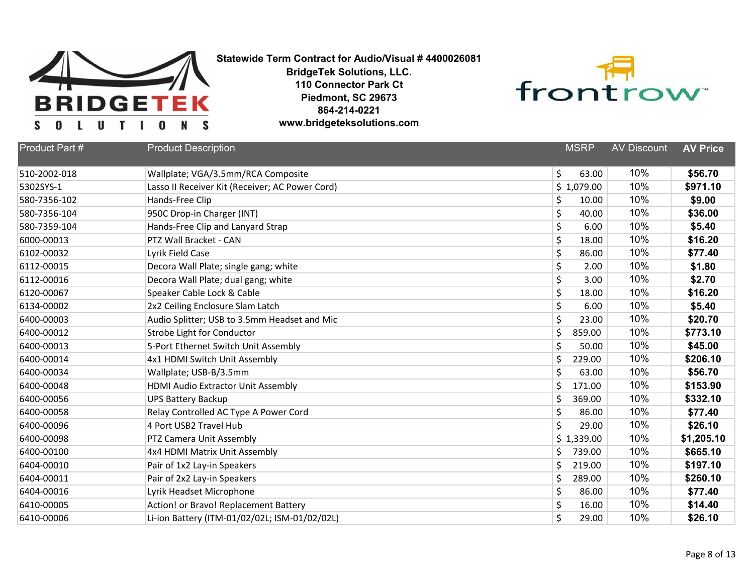**Statewide Term Contract for Audio/Visual # 4400026081**
**BridgeTek Solutions, LLC.**
**110 Connector Park Ct**
**Piedmont, SC 29673**
**864-214-0221**
**www.bridgeteksolutions.com**

| Product Part # | Product Description | MSRP | AV Discount | AV Price |
|---|---|---|---|---|
| 510-2002-018 | Wallplate; VGA/3.5mm/RCA Composite | $ 63.00 | 10% | **$56.70** |
| 5302SYS-1 | Lasso II Receiver Kit (Receiver; AC Power Cord) | $ 1,079.00 | 10% | **$971.10** |
| 580-7356-102 | Hands-Free Clip | $ 10.00 | 10% | **$9.00** |
| 580-7356-104 | 950C Drop-in Charger (INT) | $ 40.00 | 10% | **$36.00** |
| 580-7359-104 | Hands-Free Clip and Lanyard Strap | $ 6.00 | 10% | **$5.40** |
| 6000-00013 | PTZ Wall Bracket - CAN | $ 18.00 | 10% | **$16.20** |
| 6102-00032 | Lyrik Field Case | $ 86.00 | 10% | **$77.40** |
| 6112-00015 | Decora Wall Plate; single gang; white | $ 2.00 | 10% | **$1.80** |
| 6112-00016 | Decora Wall Plate; dual gang; white | $ 3.00 | 10% | **$2.70** |
| 6120-00067 | Speaker Cable Lock & Cable | $ 18.00 | 10% | **$16.20** |
| 6134-00002 | 2x2 Ceiling Enclosure Slam Latch | $ 6.00 | 10% | **$5.40** |
| 6400-00003 | Audio Splitter; USB to 3.5mm Headset and Mic | $ 23.00 | 10% | **$20.70** |
| 6400-00012 | Strobe Light for Conductor | $ 859.00 | 10% | **$773.10** |
| 6400-00013 | 5-Port Ethernet Switch Unit Assembly | $ 50.00 | 10% | **$45.00** |
| 6400-00014 | 4x1 HDMI Switch Unit Assembly | $ 229.00 | 10% | **$206.10** |
| 6400-00034 | Wallplate; USB-B/3.5mm | $ 63.00 | 10% | **$56.70** |
| 6400-00048 | HDMI Audio Extractor Unit Assembly | $ 171.00 | 10% | **$153.90** |
| 6400-00056 | UPS Battery Backup | $ 369.00 | 10% | **$332.10** |
| 6400-00058 | Relay Controlled AC Type A Power Cord | $ 86.00 | 10% | **$77.40** |
| 6400-00096 | 4 Port USB2 Travel Hub | $ 29.00 | 10% | **$26.10** |
| 6400-00098 | PTZ Camera Unit Assembly | $ 1,339.00 | 10% | **$1,205.10** |
| 6400-00100 | 4x4 HDMI Matrix Unit Assembly | $ 739.00 | 10% | **$665.10** |
| 6404-00010 | Pair of 1x2 Lay-in Speakers | $ 219.00 | 10% | **$197.10** |
| 6404-00011 | Pair of 2x2 Lay-in Speakers | $ 289.00 | 10% | **$260.10** |
| 6404-00016 | Lyrik Headset Microphone | $ 86.00 | 10% | **$77.40** |
| 6410-00005 | Action! or Bravo! Replacement Battery | $ 16.00 | 10% | **$14.40** |
| 6410-00006 | Li-ion Battery (ITM-01/02/02L; ISM-01/02/02L) | $ 29.00 | 10% | **$26.10** |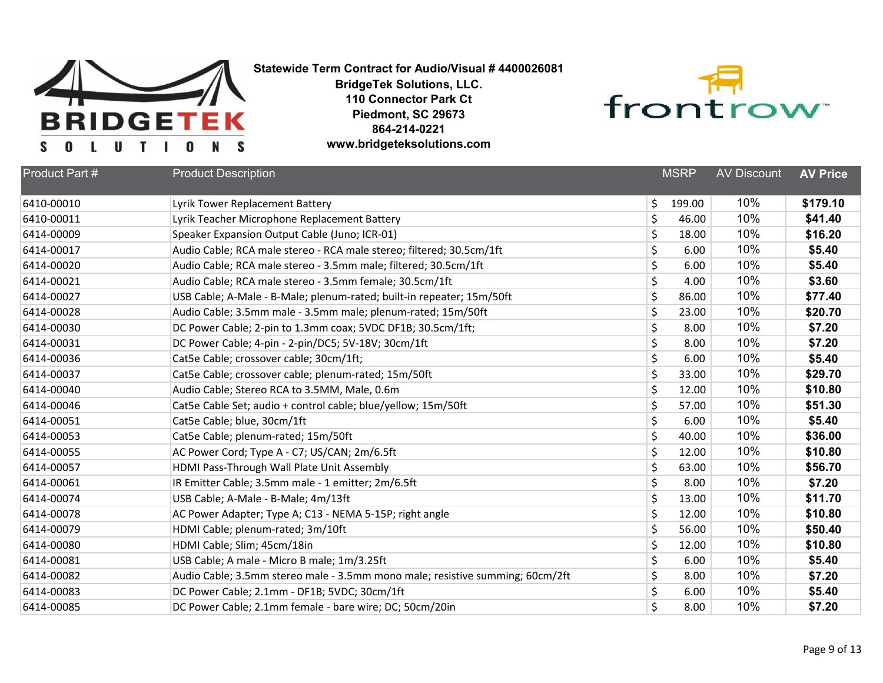**Statewide Term Contract for Audio/Visual # 4400026081**
**BridgeTek Solutions, LLC.**
**110 Connector Park Ct**
**Piedmont, SC 29673**
**864-214-0221**
**www.bridgeteksolutions.com**

| Product Part # | Product Description | MSRP | AV Discount | AV Price |
|---|---|---|---|---|
| 6410-00010 | Lyrik Tower Replacement Battery | $ 199.00 | 10% | $179.10 |
| 6410-00011 | Lyrik Teacher Microphone Replacement Battery | $ 46.00 | 10% | $41.40 |
| 6414-00009 | Speaker Expansion Output Cable (Juno; ICR-01) | $ 18.00 | 10% | $16.20 |
| 6414-00017 | Audio Cable; RCA male stereo - RCA male stereo; filtered; 30.5cm/1ft | $ 6.00 | 10% | $5.40 |
| 6414-00020 | Audio Cable; RCA male stereo - 3.5mm male; filtered; 30.5cm/1ft | $ 6.00 | 10% | $5.40 |
| 6414-00021 | Audio Cable; RCA male stereo - 3.5mm female; 30.5cm/1ft | $ 4.00 | 10% | $3.60 |
| 6414-00027 | USB Cable; A-Male - B-Male; plenum-rated; built-in repeater; 15m/50ft | $ 86.00 | 10% | $77.40 |
| 6414-00028 | Audio Cable; 3.5mm male - 3.5mm male; plenum-rated; 15m/50ft | $ 23.00 | 10% | $20.70 |
| 6414-00030 | DC Power Cable; 2-pin to 1.3mm coax; 5VDC DF1B; 30.5cm/1ft; | $ 8.00 | 10% | $7.20 |
| 6414-00031 | DC Power Cable; 4-pin - 2-pin/DC5; 5V-18V; 30cm/1ft | $ 8.00 | 10% | $7.20 |
| 6414-00036 | Cat5e Cable; crossover cable; 30cm/1ft; | $ 6.00 | 10% | $5.40 |
| 6414-00037 | Cat5e Cable; crossover cable; plenum-rated; 15m/50ft | $ 33.00 | 10% | $29.70 |
| 6414-00040 | Audio Cable; Stereo RCA to 3.5MM, Male, 0.6m | $ 12.00 | 10% | $10.80 |
| 6414-00046 | Cat5e Cable Set; audio + control cable; blue/yellow; 15m/50ft | $ 57.00 | 10% | $51.30 |
| 6414-00051 | Cat5e Cable; blue, 30cm/1ft | $ 6.00 | 10% | $5.40 |
| 6414-00053 | Cat5e Cable; plenum-rated; 15m/50ft | $ 40.00 | 10% | $36.00 |
| 6414-00055 | AC Power Cord; Type A - C7; US/CAN; 2m/6.5ft | $ 12.00 | 10% | $10.80 |
| 6414-00057 | HDMI Pass-Through Wall Plate Unit Assembly | $ 63.00 | 10% | $56.70 |
| 6414-00061 | IR Emitter Cable; 3.5mm male - 1 emitter; 2m/6.5ft | $ 8.00 | 10% | $7.20 |
| 6414-00074 | USB Cable; A-Male - B-Male; 4m/13ft | $ 13.00 | 10% | $11.70 |
| 6414-00078 | AC Power Adapter; Type A; C13 - NEMA 5-15P; right angle | $ 12.00 | 10% | $10.80 |
| 6414-00079 | HDMI Cable; plenum-rated; 3m/10ft | $ 56.00 | 10% | $50.40 |
| 6414-00080 | HDMI Cable; Slim; 45cm/18in | $ 12.00 | 10% | $10.80 |
| 6414-00081 | USB Cable; A male - Micro B male; 1m/3.25ft | $ 6.00 | 10% | $5.40 |
| 6414-00082 | Audio Cable; 3.5mm stereo male - 3.5mm mono male; resistive summing; 60cm/2ft | $ 8.00 | 10% | $7.20 |
| 6414-00083 | DC Power Cable; 2.1mm - DF1B; 5VDC; 30cm/1ft | $ 6.00 | 10% | $5.40 |
| 6414-00085 | DC Power Cable; 2.1mm female - bare wire; DC; 50cm/20in | $ 8.00 | 10% | $7.20 |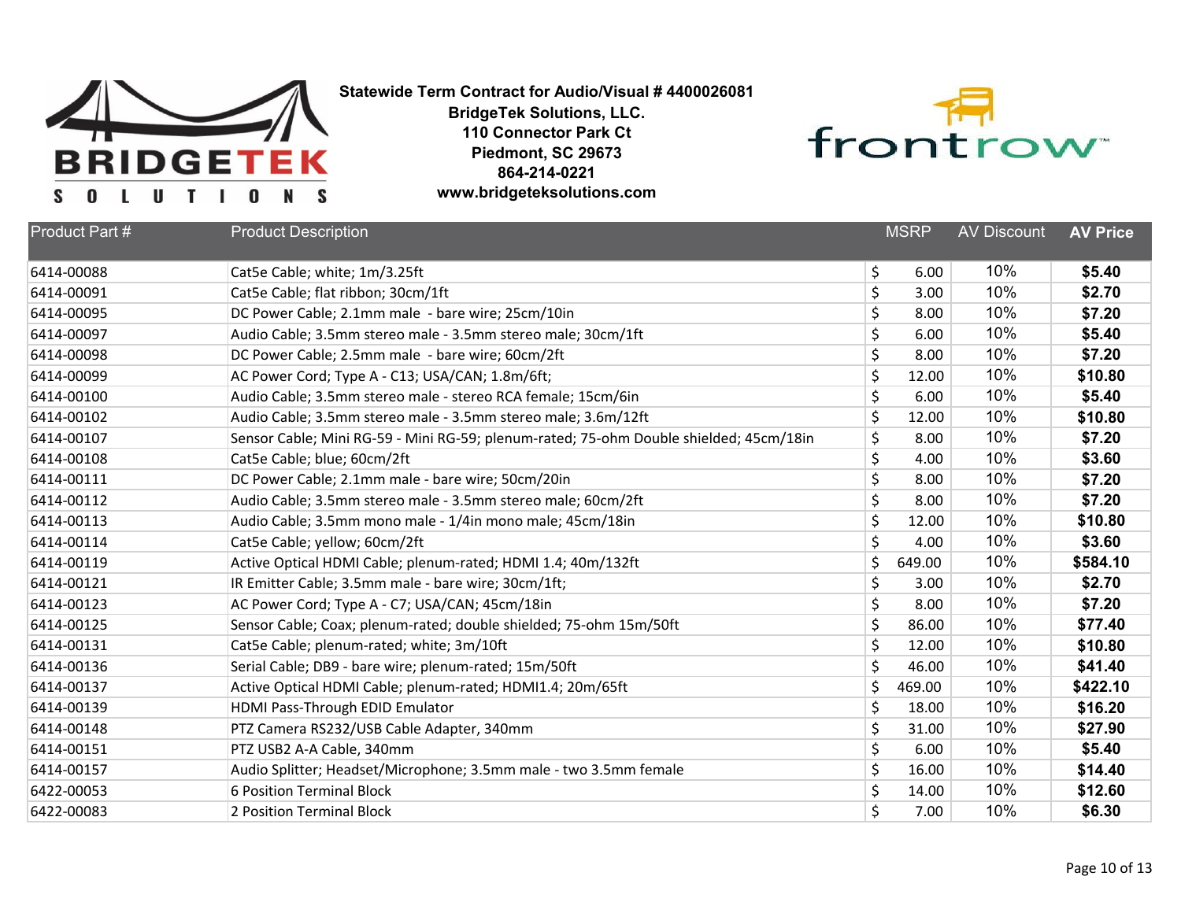**Statewide Term Contract for Audio/Visual # 4400026081**
**BridgeTek Solutions, LLC.**
**110 Connector Park Ct**
**Piedmont, SC 29673**
**864-214-0221**
**www.bridgeteksolutions.com**

| Product Part # | Product Description | MSRP | AV Discount | AV Price |
|---|---|---|---|---|
| 6414-00088 | Cat5e Cable; white; 1m/3.25ft | $ 6.00 | 10% | **$5.40** |
| 6414-00091 | Cat5e Cable; flat ribbon; 30cm/1ft | $ 3.00 | 10% | **$2.70** |
| 6414-00095 | DC Power Cable; 2.1mm male - bare wire; 25cm/10in | $ 8.00 | 10% | **$7.20** |
| 6414-00097 | Audio Cable; 3.5mm stereo male - 3.5mm stereo male; 30cm/1ft | $ 6.00 | 10% | **$5.40** |
| 6414-00098 | DC Power Cable; 2.5mm male - bare wire; 60cm/2ft | $ 8.00 | 10% | **$7.20** |
| 6414-00099 | AC Power Cord; Type A - C13; USA/CAN; 1.8m/6ft; | $ 12.00 | 10% | **$10.80** |
| 6414-00100 | Audio Cable; 3.5mm stereo male - stereo RCA female; 15cm/6in | $ 6.00 | 10% | **$5.40** |
| 6414-00102 | Audio Cable; 3.5mm stereo male - 3.5mm stereo male; 3.6m/12ft | $ 12.00 | 10% | **$10.80** |
| 6414-00107 | Sensor Cable; Mini RG-59 - Mini RG-59; plenum-rated; 75-ohm Double shielded; 45cm/18in | $ 8.00 | 10% | **$7.20** |
| 6414-00108 | Cat5e Cable; blue; 60cm/2ft | $ 4.00 | 10% | **$3.60** |
| 6414-00111 | DC Power Cable; 2.1mm male - bare wire; 50cm/20in | $ 8.00 | 10% | **$7.20** |
| 6414-00112 | Audio Cable; 3.5mm stereo male - 3.5mm stereo male; 60cm/2ft | $ 8.00 | 10% | **$7.20** |
| 6414-00113 | Audio Cable; 3.5mm mono male - 1/4in mono male; 45cm/18in | $ 12.00 | 10% | **$10.80** |
| 6414-00114 | Cat5e Cable; yellow; 60cm/2ft | $ 4.00 | 10% | **$3.60** |
| 6414-00119 | Active Optical HDMI Cable; plenum-rated; HDMI 1.4; 40m/132ft | $ 649.00 | 10% | **$584.10** |
| 6414-00121 | IR Emitter Cable; 3.5mm male - bare wire; 30cm/1ft; | $ 3.00 | 10% | **$2.70** |
| 6414-00123 | AC Power Cord; Type A - C7; USA/CAN; 45cm/18in | $ 8.00 | 10% | **$7.20** |
| 6414-00125 | Sensor Cable; Coax; plenum-rated; double shielded; 75-ohm 15m/50ft | $ 86.00 | 10% | **$77.40** |
| 6414-00131 | Cat5e Cable; plenum-rated; white; 3m/10ft | $ 12.00 | 10% | **$10.80** |
| 6414-00136 | Serial Cable; DB9 - bare wire; plenum-rated; 15m/50ft | $ 46.00 | 10% | **$41.40** |
| 6414-00137 | Active Optical HDMI Cable; plenum-rated; HDMI1.4; 20m/65ft | $ 469.00 | 10% | **$422.10** |
| 6414-00139 | HDMI Pass-Through EDID Emulator | $ 18.00 | 10% | **$16.20** |
| 6414-00148 | PTZ Camera RS232/USB Cable Adapter, 340mm | $ 31.00 | 10% | **$27.90** |
| 6414-00151 | PTZ USB2 A-A Cable, 340mm | $ 6.00 | 10% | **$5.40** |
| 6414-00157 | Audio Splitter; Headset/Microphone; 3.5mm male - two 3.5mm female | $ 16.00 | 10% | **$14.40** |
| 6422-00053 | 6 Position Terminal Block | $ 14.00 | 10% | **$12.60** |
| 6422-00083 | 2 Position Terminal Block | $ 7.00 | 10% | **$6.30** |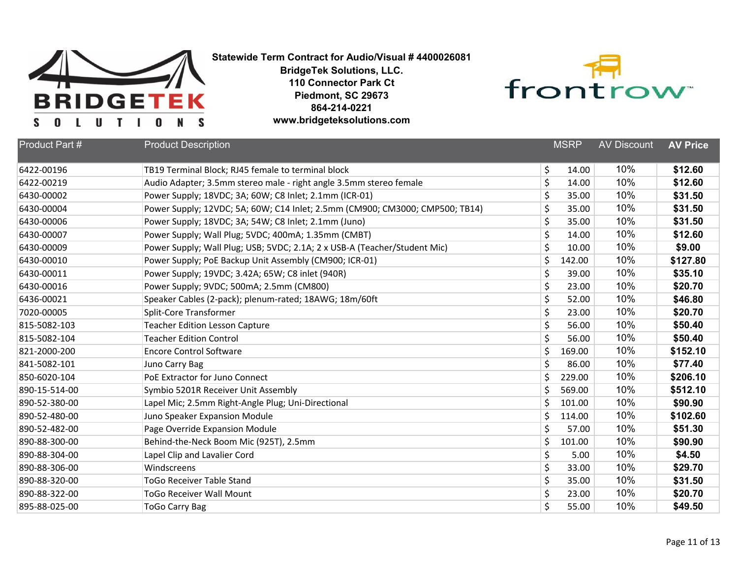**Statewide Term Contract for Audio/Visual # 4400026081**
**BridgeTek Solutions, LLC.**
**110 Connector Park Ct**
**Piedmont, SC 29673**
**864-214-0221**
**www.bridgeteksolutions.com**

| Product Part # | Product Description | MSRP | AV Discount | AV Price |
|---|---|---|---|---|
| 6422-00196 | TB19 Terminal Block; RJ45 female to terminal block | $ 14.00 | 10% | **$12.60** |
| 6422-00219 | Audio Adapter; 3.5mm stereo male - right angle 3.5mm stereo female | $ 14.00 | 10% | **$12.60** |
| 6430-00002 | Power Supply; 18VDC; 3A; 60W; C8 Inlet; 2.1mm (ICR-01) | $ 35.00 | 10% | **$31.50** |
| 6430-00004 | Power Supply; 12VDC; 5A; 60W; C14 Inlet; 2.5mm (CM900; CM3000; CMP500; TB14) | $ 35.00 | 10% | **$31.50** |
| 6430-00006 | Power Supply; 18VDC; 3A; 54W; C8 Inlet; 2.1mm (Juno) | $ 35.00 | 10% | **$31.50** |
| 6430-00007 | Power Supply; Wall Plug; 5VDC; 400mA; 1.35mm (CMBT) | $ 14.00 | 10% | **$12.60** |
| 6430-00009 | Power Supply; Wall Plug; USB; 5VDC; 2.1A; 2 x USB-A (Teacher/Student Mic) | $ 10.00 | 10% | **$9.00** |
| 6430-00010 | Power Supply; PoE Backup Unit Assembly (CM900; ICR-01) | $ 142.00 | 10% | **$127.80** |
| 6430-00011 | Power Supply; 19VDC; 3.42A; 65W; C8 inlet (940R) | $ 39.00 | 10% | **$35.10** |
| 6430-00016 | Power Supply; 9VDC; 500mA; 2.5mm (CM800) | $ 23.00 | 10% | **$20.70** |
| 6436-00021 | Speaker Cables (2-pack); plenum-rated; 18AWG; 18m/60ft | $ 52.00 | 10% | **$46.80** |
| 7020-00005 | Split-Core Transformer | $ 23.00 | 10% | **$20.70** |
| 815-5082-103 | Teacher Edition Lesson Capture | $ 56.00 | 10% | **$50.40** |
| 815-5082-104 | Teacher Edition Control | $ 56.00 | 10% | **$50.40** |
| 821-2000-200 | Encore Control Software | $ 169.00 | 10% | **$152.10** |
| 841-5082-101 | Juno Carry Bag | $ 86.00 | 10% | **$77.40** |
| 850-6020-104 | PoE Extractor for Juno Connect | $ 229.00 | 10% | **$206.10** |
| 890-15-514-00 | Symbio 5201R Receiver Unit Assembly | $ 569.00 | 10% | **$512.10** |
| 890-52-380-00 | Lapel Mic; 2.5mm Right-Angle Plug; Uni-Directional | $ 101.00 | 10% | **$90.90** |
| 890-52-480-00 | Juno Speaker Expansion Module | $ 114.00 | 10% | **$102.60** |
| 890-52-482-00 | Page Override Expansion Module | $ 57.00 | 10% | **$51.30** |
| 890-88-300-00 | Behind-the-Neck Boom Mic (925T), 2.5mm | $ 101.00 | 10% | **$90.90** |
| 890-88-304-00 | Lapel Clip and Lavalier Cord | $ 5.00 | 10% | **$4.50** |
| 890-88-306-00 | Windscreens | $ 33.00 | 10% | **$29.70** |
| 890-88-320-00 | ToGo Receiver Table Stand | $ 35.00 | 10% | **$31.50** |
| 890-88-322-00 | ToGo Receiver Wall Mount | $ 23.00 | 10% | **$20.70** |
| 895-88-025-00 | ToGo Carry Bag | $ 55.00 | 10% | **$49.50** |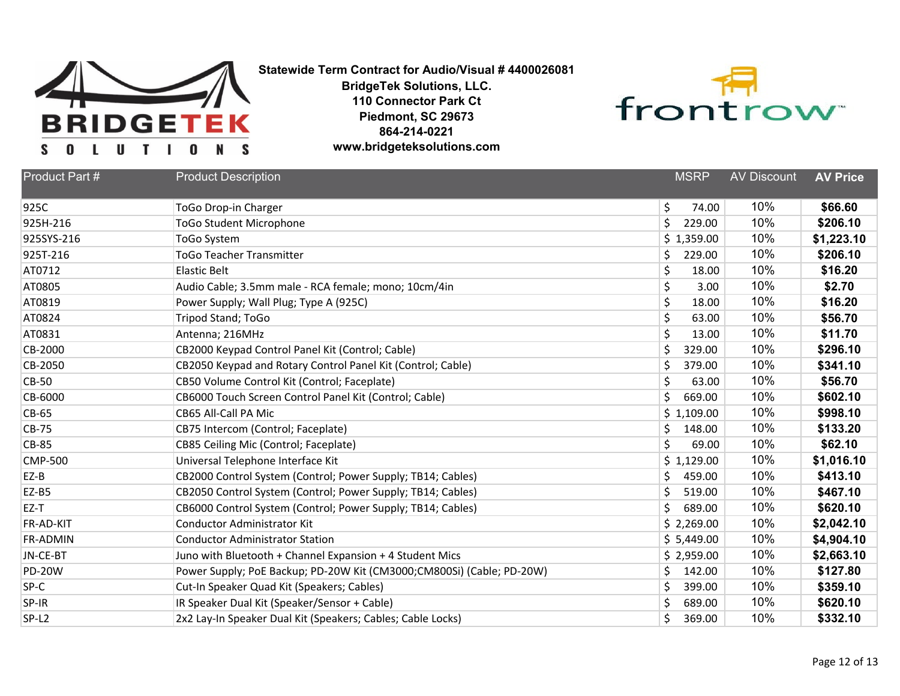**Statewide Term Contract for Audio/Visual # 4400026081**
**BridgeTek Solutions, LLC.**
**110 Connector Park Ct**
**Piedmont, SC 29673**
**864-214-0221**
**www.bridgeteksolutions.com**

| Product Part # | Product Description | MSRP | AV Discount | AV Price |
|---|---|---|---|---|
| 925C | ToGo Drop-in Charger | $ 74.00 | 10% | **$66.60** |
| 925H-216 | ToGo Student Microphone | $ 229.00 | 10% | **$206.10** |
| 925SYS-216 | ToGo System | $ 1,359.00 | 10% | **$1,223.10** |
| 925T-216 | ToGo Teacher Transmitter | $ 229.00 | 10% | **$206.10** |
| AT0712 | Elastic Belt | $ 18.00 | 10% | **$16.20** |
| AT0805 | Audio Cable; 3.5mm male - RCA female; mono; 10cm/4in | $ 3.00 | 10% | **$2.70** |
| AT0819 | Power Supply; Wall Plug; Type A (925C) | $ 18.00 | 10% | **$16.20** |
| AT0824 | Tripod Stand; ToGo | $ 63.00 | 10% | **$56.70** |
| AT0831 | Antenna; 216MHz | $ 13.00 | 10% | **$11.70** |
| CB-2000 | CB2000 Keypad Control Panel Kit (Control; Cable) | $ 329.00 | 10% | **$296.10** |
| CB-2050 | CB2050 Keypad and Rotary Control Panel Kit (Control; Cable) | $ 379.00 | 10% | **$341.10** |
| CB-50 | CB50 Volume Control Kit (Control; Faceplate) | $ 63.00 | 10% | **$56.70** |
| CB-6000 | CB6000 Touch Screen Control Panel Kit (Control; Cable) | $ 669.00 | 10% | **$602.10** |
| CB-65 | CB65 All-Call PA Mic | $ 1,109.00 | 10% | **$998.10** |
| CB-75 | CB75 Intercom (Control; Faceplate) | $ 148.00 | 10% | **$133.20** |
| CB-85 | CB85 Ceiling Mic (Control; Faceplate) | $ 69.00 | 10% | **$62.10** |
| CMP-500 | Universal Telephone Interface Kit | $ 1,129.00 | 10% | **$1,016.10** |
| EZ-B | CB2000 Control System (Control; Power Supply; TB14; Cables) | $ 459.00 | 10% | **$413.10** |
| EZ-B5 | CB2050 Control System (Control; Power Supply; TB14; Cables) | $ 519.00 | 10% | **$467.10** |
| EZ-T | CB6000 Control System (Control; Power Supply; TB14; Cables) | $ 689.00 | 10% | **$620.10** |
| FR-AD-KIT | Conductor Administrator Kit | $ 2,269.00 | 10% | **$2,042.10** |
| FR-ADMIN | Conductor Administrator Station | $ 5,449.00 | 10% | **$4,904.10** |
| JN-CE-BT | Juno with Bluetooth + Channel Expansion + 4 Student Mics | $ 2,959.00 | 10% | **$2,663.10** |
| PD-20W | Power Supply; PoE Backup; PD-20W Kit (CM3000;CM800Si) (Cable; PD-20W) | $ 142.00 | 10% | **$127.80** |
| SP-C | Cut-In Speaker Quad Kit (Speakers; Cables) | $ 399.00 | 10% | **$359.10** |
| SP-IR | IR Speaker Dual Kit (Speaker/Sensor + Cable) | $ 689.00 | 10% | **$620.10** |
| SP-L2 | 2x2 Lay-In Speaker Dual Kit (Speakers; Cables; Cable Locks) | $ 369.00 | 10% | **$332.10** |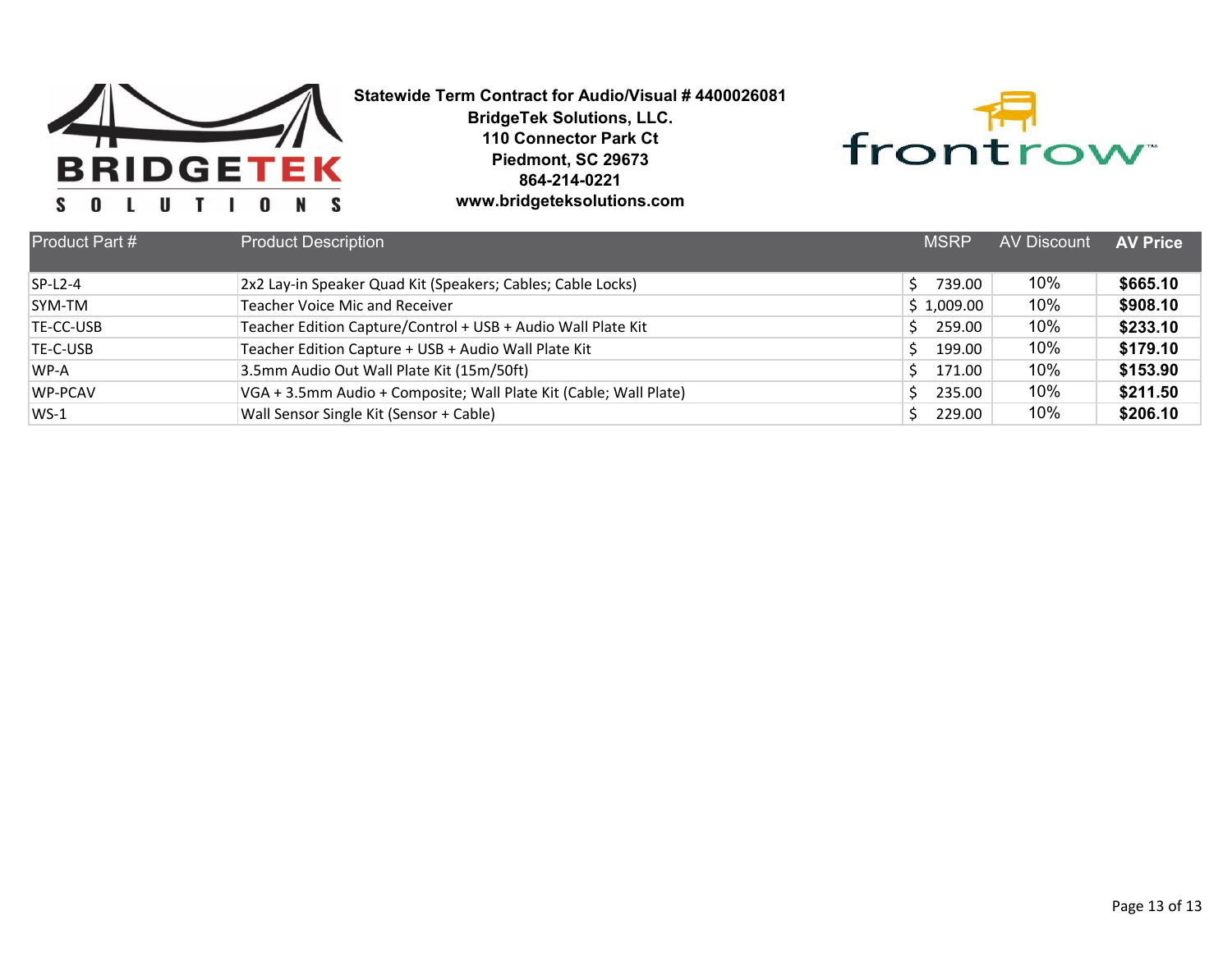**Statewide Term Contract for Audio/Visual # 4400026081**
**BridgeTek Solutions, LLC.**
**110 Connector Park Ct**
**Piedmont, SC 29673**
**864-214-0221**
**www.bridgeteksolutions.com**

| Product Part # | Product Description | MSRP | AV Discount | AV Price |
|---|---|---|---|---|
| SP-L2-4 | 2x2 Lay-in Speaker Quad Kit (Speakers; Cables; Cable Locks) | $ 739.00 | 10% | **$665.10** |
| SYM-TM | Teacher Voice Mic and Receiver | $ 1,009.00 | 10% | **$908.10** |
| TE-CC-USB | Teacher Edition Capture/Control + USB + Audio Wall Plate Kit | $ 259.00 | 10% | **$233.10** |
| TE-C-USB | Teacher Edition Capture + USB + Audio Wall Plate Kit | $ 199.00 | 10% | **$179.10** |
| WP-A | 3.5mm Audio Out Wall Plate Kit (15m/50ft) | $ 171.00 | 10% | **$153.90** |
| WP-PCAV | VGA + 3.5mm Audio + Composite; Wall Plate Kit (Cable; Wall Plate) | $ 235.00 | 10% | **$211.50** |
| WS-1 | Wall Sensor Single Kit (Sensor + Cable) | $ 229.00 | 10% | **$206.10** |